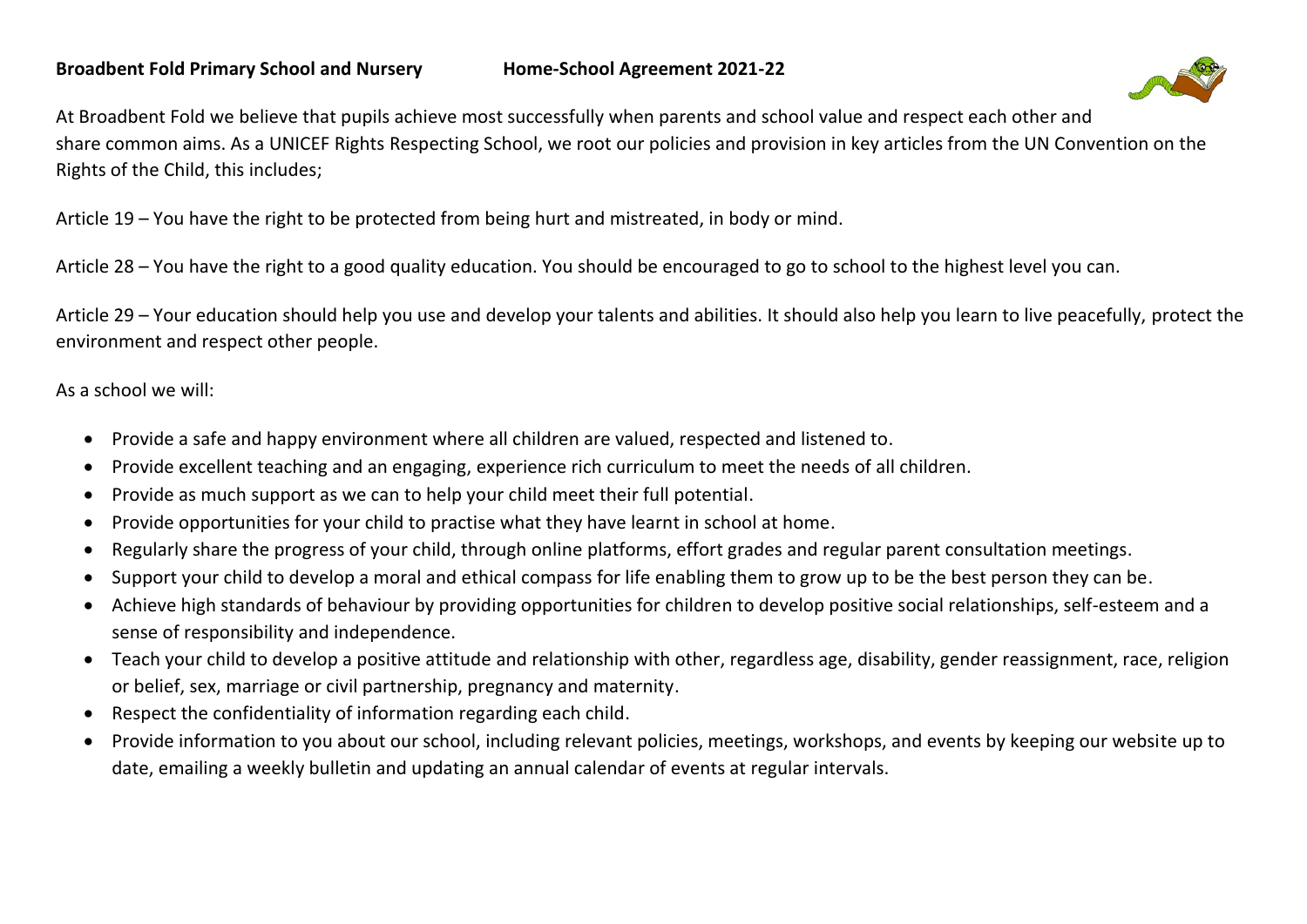**Broadbent Fold Primary School and Nursery Home-School Agreement 2021-22**

At Broadbent Fold we believe that pupils achieve most successfully when parents and school value and respect each other and share common aims. As a UNICEF Rights Respecting School, we root our policies and provision in key articles from the UN Convention on the Rights of the Child, this includes;

Article 19 – You have the right to be protected from being hurt and mistreated, in body or mind.

Article 28 – You have the right to a good quality education. You should be encouraged to go to school to the highest level you can.

Article 29 – Your education should help you use and develop your talents and abilities. It should also help you learn to live peacefully, protect the environment and respect other people.

As a school we will:

- Provide a safe and happy environment where all children are valued, respected and listened to.
- Provide excellent teaching and an engaging, experience rich curriculum to meet the needs of all children.
- Provide as much support as we can to help your child meet their full potential.
- Provide opportunities for your child to practise what they have learnt in school at home.
- Regularly share the progress of your child, through online platforms, effort grades and regular parent consultation meetings.
- Support your child to develop a moral and ethical compass for life enabling them to grow up to be the best person they can be.
- Achieve high standards of behaviour by providing opportunities for children to develop positive social relationships, self-esteem and a sense of responsibility and independence.
- Teach your child to develop a positive attitude and relationship with other, regardless age, disability, gender reassignment, race, religion or belief, sex, marriage or civil partnership, pregnancy and maternity.
- Respect the confidentiality of information regarding each child.
- Provide information to you about our school, including relevant policies, meetings, workshops, and events by keeping our website up to date, emailing a weekly bulletin and updating an annual calendar of events at regular intervals.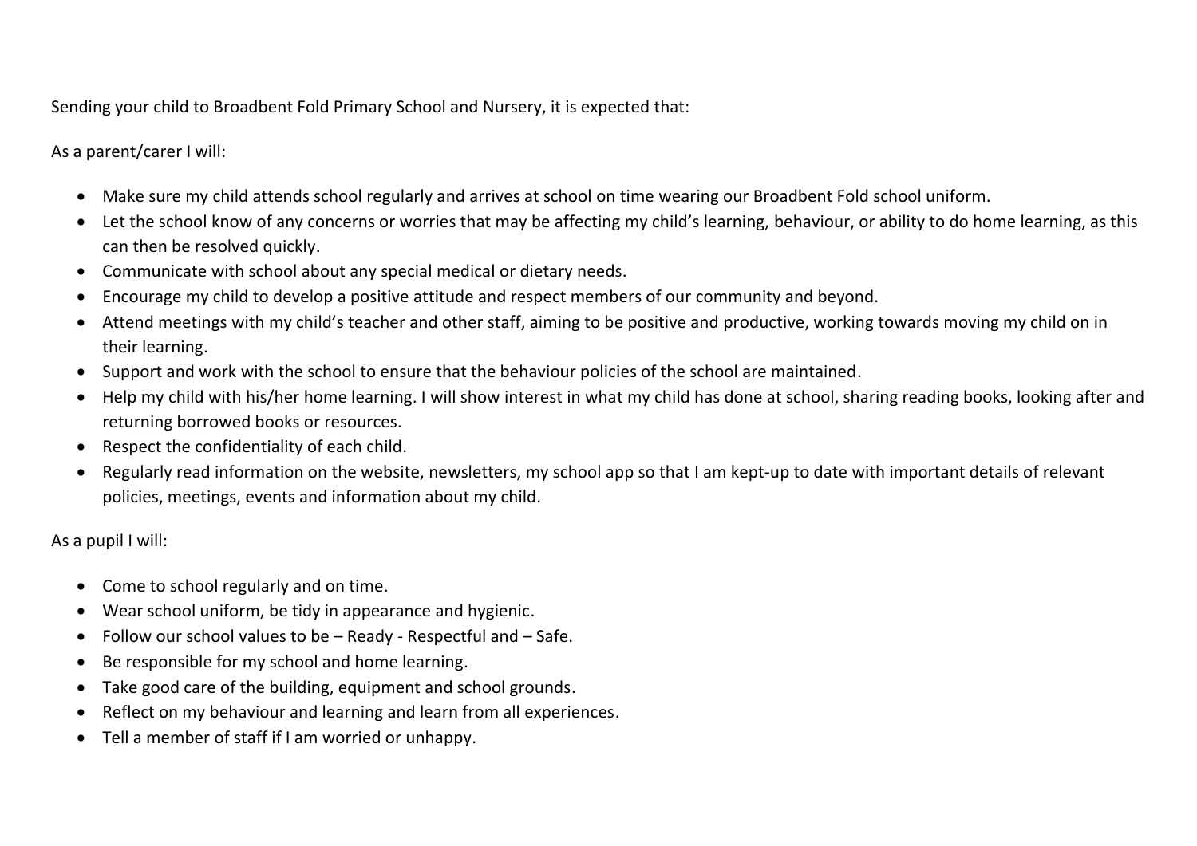Sending your child to Broadbent Fold Primary School and Nursery, it is expected that:

As a parent/carer I will:

- Make sure my child attends school regularly and arrives at school on time wearing our Broadbent Fold school uniform.
- Let the school know of any concerns or worries that may be affecting my child's learning, behaviour, or ability to do home learning, as this can then be resolved quickly.
- Communicate with school about any special medical or dietary needs.
- Encourage my child to develop a positive attitude and respect members of our community and beyond.
- Attend meetings with my child's teacher and other staff, aiming to be positive and productive, working towards moving my child on in their learning.
- Support and work with the school to ensure that the behaviour policies of the school are maintained.
- Help my child with his/her home learning. I will show interest in what my child has done at school, sharing reading books, looking after and returning borrowed books or resources.
- Respect the confidentiality of each child.
- Regularly read information on the website, newsletters, my school app so that I am kept-up to date with important details of relevant policies, meetings, events and information about my child.

As a pupil I will:

- Come to school regularly and on time.
- Wear school uniform, be tidy in appearance and hygienic.
- Follow our school values to be – Ready - Respectful and – Safe.
- Be responsible for my school and home learning.
- Take good care of the building, equipment and school grounds.
- Reflect on my behaviour and learning and learn from all experiences.
- Tell a member of staff if I am worried or unhappy.